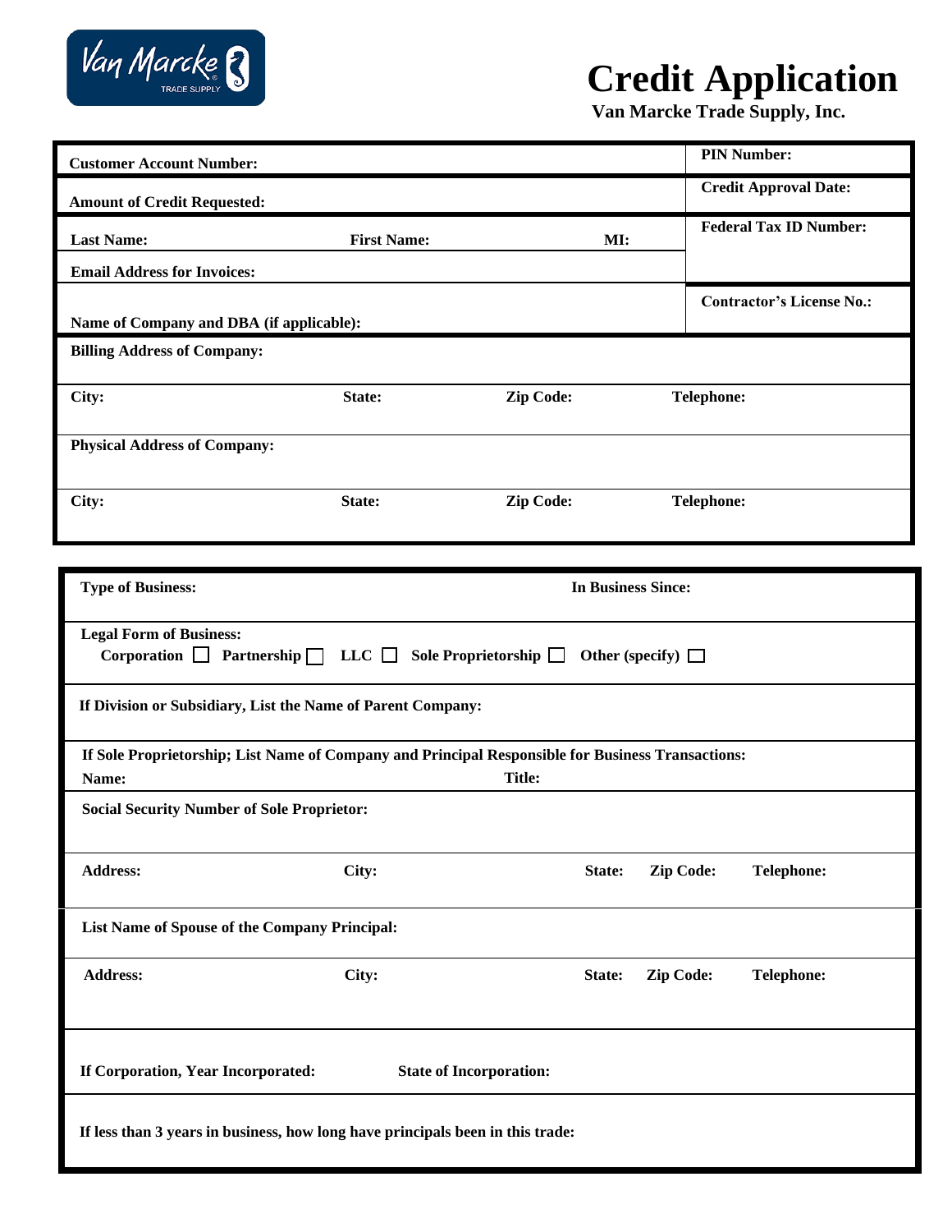# Credit Application

**Van Marcke Trade Supply, Inc.**

| | |
|---|---|
| **Customer Account Number:** | **PIN Number:** |
| **Amount of Credit Requested:** | **Credit Approval Date:** |
| **Last Name:** **First Name:** **MI:** | **Federal Tax ID Number:** |
| **Email Address for Invoices:** | |
| **Name of Company and DBA (if applicable):** | **Contractor's License No.:** |

**Billing Address of Company:**

| **City:** | **State:** | **Zip Code:** | **Telephone:** |
|---|---|---|---|

**Physical Address of Company:**

| **City:** | **State:** | **Zip Code:** | **Telephone:** |
|---|---|---|---|

---

**Type of Business:** **In Business Since:**

**Legal Form of Business:**
Corporation ☐ Partnership ☐ LLC ☐ Sole Proprietorship ☐ Other (specify) ☐

**If Division or Subsidiary, List the Name of Parent Company:**

**If Sole Proprietorship; List Name of Company and Principal Responsible for Business Transactions:**

**Name:** **Title:**

**Social Security Number of Sole Proprietor:**

| **Address:** | **City:** | **State:** | **Zip Code:** | **Telephone:** |
|---|---|---|---|---|

**List Name of Spouse of the Company Principal:**

| **Address:** | **City:** | **State:** | **Zip Code:** | **Telephone:** |
|---|---|---|---|---|

**If Corporation, Year Incorporated:** **State of Incorporation:**

**If less than 3 years in business, how long have principals been in this trade:**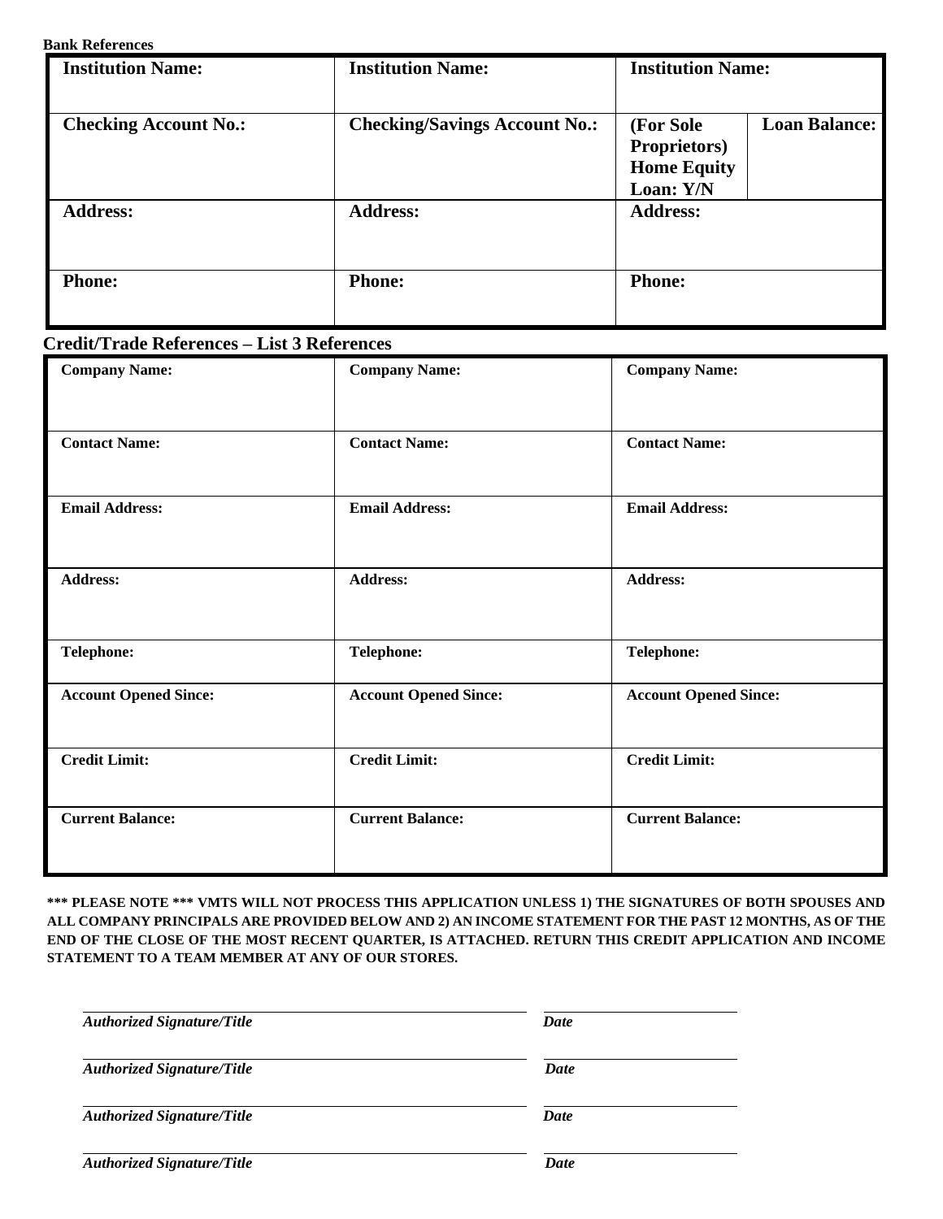**Bank References**

| Institution Name: | Institution Name: | Institution Name: | |
|---|---|---|---|
| Checking Account No.: | Checking/Savings Account No.: | (For Sole Proprietors) Home Equity Loan: Y/N | Loan Balance: |
| Address: | Address: | Address: | |
| Phone: | Phone: | Phone: | |

**Credit/Trade References – List 3 References**

| Company Name: | Company Name: | Company Name: |
|---|---|---|
| Contact Name: | Contact Name: | Contact Name: |
| Email Address: | Email Address: | Email Address: |
| Address: | Address: | Address: |
| Telephone: | Telephone: | Telephone: |
| Account Opened Since: | Account Opened Since: | Account Opened Since: |
| Credit Limit: | Credit Limit: | Credit Limit: |
| Current Balance: | Current Balance: | Current Balance: |

**\*\*\* PLEASE NOTE \*\*\* VMTS WILL NOT PROCESS THIS APPLICATION UNLESS 1) THE SIGNATURES OF BOTH SPOUSES AND ALL COMPANY PRINCIPALS ARE PROVIDED BELOW AND 2) AN INCOME STATEMENT FOR THE PAST 12 MONTHS, AS OF THE END OF THE CLOSE OF THE MOST RECENT QUARTER, IS ATTACHED. RETURN THIS CREDIT APPLICATION AND INCOME STATEMENT TO A TEAM MEMBER AT ANY OF OUR STORES.**

_______________________________________ _______________

***Authorized Signature/Title*** ***Date***

_______________________________________ _______________

***Authorized Signature/Title*** ***Date***

_______________________________________ _______________

***Authorized Signature/Title*** ***Date***

_______________________________________ _______________

***Authorized Signature/Title*** ***Date***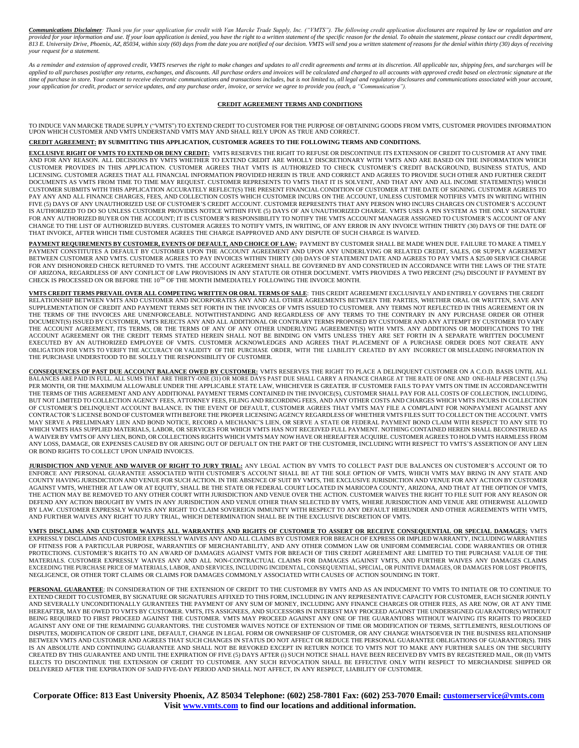***Communications Disclaimer**: Thank you for your application for credit with Van Marcke Trade Supply, Inc. ("VMTS"). The following credit application disclosures are required by law or regulation and are provided for your information and use. If your loan application is denied, you have the right to a written statement of the specific reason for the denial. To obtain the statement, please contact our credit department, 813 E. University Drive, Phoenix, AZ, 85034, within sixty (60) days from the date you are notified of our decision. VMTS will send you a written statement of reasons for the denial within thirty (30) days of receiving your request for a statement.*

*As a reminder and extension of approved credit, VMTS reserves the right to make changes and updates to all credit agreements and terms at its discretion. All applicable tax, shipping fees, and surcharges will be applied to all purchases post/after any returns, exchanges, and discounts. All purchase orders and invoices will be calculated and charged to all accounts with approved credit based on electronic signature at the time of purchase in store. Your consent to receive electronic communications and transactions includes, but is not limited to, all legal and regulatory disclosures and communications associated with your account, your application for credit, product or service updates, and any purchase order, invoice, or service we agree to provide you (each, a "Communication").*

## CREDIT AGREEMENT TERMS AND CONDITIONS

TO INDUCE VAN MARCKE TRADE SUPPLY ("VMTS") TO EXTEND CREDIT TO CUSTOMER FOR THE PURPOSE OF OBTAINING GOODS FROM VMTS, CUSTOMER PROVIDES INFORMATION UPON WHICH CUSTOMER AND VMTS UNDERSTAND VMTS MAY AND SHALL RELY UPON AS TRUE AND CORRECT.

**CREDIT AGREEMENT: BY SUBMITTING THIS APPLICATION, CUSTOMER AGREES TO THE FOLLOWING TERMS AND CONDITIONS.**

**EXCLUSIVE RIGHT OF VMTS TO EXTEND OR DENY CREDIT:** VMTS RESERVES THE RIGHT TO REFUSE OR DISCONTINUE ITS EXTENSION OF CREDIT TO CUSTOMER AT ANY TIME AND FOR ANY REASON. ALL DECISIONS BY VMTS WHETHER TO EXTEND CREDIT ARE WHOLLY DISCRETIONARY WITH VMTS AND ARE BASED ON THE INFORMATION WHICH CUSTOMER PROVIDES IN THIS APPLICATION. CUSTOMER AGREES THAT VMTS IS AUTHORIZED TO CHECK CUSTOMER'S CREDIT BACKGROUND, BUSINESS STATUS, AND LICENSING. CUSTOMER AGREES THAT ALL FINANCIAL INFORMATION PROVIDED HEREIN IS TRUE AND CORRECT AND AGREES TO PROVIDE SUCH OTHER AND FURTHER CREDIT DOCUMENTS AS VMTS FROM TIME TO TIME MAY REQUEST. CUSTOMER REPRESENTS TO VMTS THAT IT IS SOLVENT, AND THAT ANY AND ALL INCOME STATEMENT(S) WHICH CUSTOMER SUBMITS WITH THIS APPLICATION ACCURATELY REFLECT(S) THE PRESENT FINANCIAL CONDITION OF CUSTOMER AT THE DATE OF SIGNING. CUSTOMER AGREES TO PAY ANY AND ALL FINANCE CHARGES, FEES, AND COLLECTION COSTS WHICH CUSTOMER INCURS ON THE ACCOUNT, UNLESS CUSTOMER NOTIFIES VMTS IN WRITING WITHIN FIVE (5) DAYS OF ANY UNAUTHORIZED USE OF CUSTOMER'S CREDIT ACCOUNT. CUSTOMER REPRESENTS THAT ANY PERSON WHO INCURS CHARGES ON CUSTOMER'S ACCOUNT IS AUTHORIZED TO DO SO UNLESS CUSTOMER PROVIDES NOTICE WITHIN FIVE (5) DAYS OF AN UNAUTHORIZED CHARGE. VMTS USES A PIN SYSTEM AS THE ONLY SIGNATURE FOR ANY AUTHORIZED BUYER ON THE ACCOUNT; IT IS CUSTOMER'S RESPONSIBILITY TO NOTIFY THE VMTS ACCOUNT MANAGER ASSIGNED TO CUSTOMER'S ACCOUNT OF ANY CHANGE TO THE LIST OF AUTHORIZED BUYERS. CUSTOMER AGREES TO NOTIFY VMTS, IN WRITING, OF ANY ERROR IN ANY INVOICE WITHIN THIRTY (30) DAYS OF THE DATE OF THAT INVOICE, AFTER WHICH TIME CUSTOMER AGREES THE CHARGE ISAPPROVED AND ANY DISPUTE OF SUCH CHARGE IS WAIVED.

**PAYMENT REQUIREMENTS BY CUSTOMER, EVENTS OF DEFAULT, AND CHOICE OF LAW:** PAYMENT BY CUSTOMER SHALL BE MADE WHEN DUE. FAILURE TO MAKE A TIMELY PAYMENT CONSTITUTES A DEFAULT BY CUSTOMER UPON THE ACCOUNT AGREEMENT AND UPON ANY UNDERLYING OR RELATED CREDIT, SALES, OR SUPPLY AGREEMENT BETWEEN CUSTOMER AND VMTS. CUSTOMER AGREES TO PAY INVOICES WITHIN THIRTY (30) DAYS OF STATEMENT DATE AND AGREES TO PAY VMTS A $25.00 SERVICE CHARGE FOR ANY DISHONORED CHECK RETURNED TO VMTS. THE ACCOUNT AGREEMENT SHALL BE GOVERNED BY AND CONSTRUED IN ACCORDANCE WITH THE LAWS OF THE STATE OF ARIZONA, REGARDLESS OF ANY CONFLICT OF LAW PROVISIONS IN ANY STATUTE OR OTHER DOCUMENT. VMTS PROVIDES A TWO PERCENT (2%) DISCOUNT IF PAYMENT BY CHECK IS PROCESSED ON OR BEFORE THE 10TH OF THE MONTH IMMEDIATELY FOLLOWING THE INVOICE MONTH.

**VMTS CREDIT TERMS PREVAIL OVER ALL COMPETING WRITTEN OR ORAL TERMS OF SALE**: THIS CREDIT AGREEMENT EXCLUSIVELY AND ENTIRELY GOVERNS THE CREDIT RELATIONSHIP BETWEEN VMTS AND CUSTOMER AND INCORPORATES ANY AND ALL OTHER AGREEMENTS BETWEEN THE PARTIES, WHETHER ORAL OR WRITTEN, SAVE ANY SUPPLEMENTATION OF CREDIT AND PAYMENT TERMS SET FORTH IN THE INVOICES OF VMTS ISSUED TO CUSTOMER. ANY TERMS NOT REFLECTED IN THIS AGREEMENT OR IN THE TERMS OF THE INVOICES ARE UNENFORCEABLE. NOTWITHSTANDING AND REGARDLESS OF ANY TERMS TO THE CONTRARY IN ANY PURCHASE ORDER OR OTHER DOCUMENT(S) ISSUED BY CUSTOMER, VMTS REJECTS ANY AND ALL ADDITIONAL OR CONTRARY TERMS PROPOSED BY CUSTOMER AND ANY ATTEMPT BY CUSTOMER TO VARY THE ACCOUNT AGREEMENT, ITS TERMS, OR THE TERMS OF ANY OF ANY OTHER UNDERLYING AGREEMENT(S) WITH VMTS. ANY ADDITIONS OR MODIFICATIONS TO THE ACCOUNT AGREEMENT OR THE CREDIT TERMS STATED HEREIN SHALL NOT BE BINDING ON VMTS UNLESS THEY ARE SET FORTH IN A SEPARATE WRITTEN DOCUMENT EXECUTED BY AN AUTHORIZED EMPLOYEE OF VMTS. CUSTOMER ACKNOWLEDGES AND AGREES THAT PLACEMENT OF A PURCHASE ORDER DOES NOT CREATE ANY OBLIGATION FOR VMTS TO VERIFY THE ACCURACY OR VALIDITY OF THE PURCHASE ORDER, WITH THE LIABILITY CREATED BY ANY INCORRECT OR MISLEADING INFORMATION IN THE PURCHASE UNDERSTOOD TO BE SOLELY THE RESPONSIBILITY OF CUSTOMER.

**CONSEQUENCES OF PAST DUE ACCOUNT BALANCE OWED BY CUSTOMER:** VMTS RESERVES THE RIGHT TO PLACE A DELINQUENT CUSTOMER ON A C.O.D. BASIS UNTIL ALL BALANCES ARE PAID IN FULL. ALL SUMS THAT ARE THIRTY-ONE (31) OR MORE DAYS PAST DUE SHALL CARRY A FINANCE CHARGE AT THE RATE OF ONE AND ONE-HALF PERCENT (1.5%) PER MONTH, OR THE MAXIMUM ALLOWABLE UNDER THE APPLICABLE STATE LAW, WHICHEVER IS GREATER. IF CUSTOMER FAILS TO PAY VMTS ON TIME IN ACCORDANCEWITH THE TERMS OF THIS AGREEMENT AND ANY ADDITIONAL PAYMENT TERMS CONTAINED IN THE INVOICE(S), CUSTOMER SHALL PAY FOR ALL COSTS OF COLLECTION, INCLUDING, BUT NOT LIMITED TO COLLECTION AGENCY FEES, ATTORNEY FEES, FILING AND RECORDING FEES, AND ANY OTHER COSTS AND CHARGES WHICH VMTS INCURS IN COLLECTION OF CUSTOMER'S DELINQUENT ACCOUNT BALANCE. IN THE EVENT OF DEFAULT, CUSTOMER AGREES THAT VMTS MAY FILE A COMPLAINT FOR NONPAYMENT AGAINST ANY CONTRACTOR'S LICENSE BOND OF CUSTOMER WITH BEFORE THE PROPER LICENSING AGENCY REGARDLESS OF WHETHER VMTS FILES SUIT TO COLLECT ON THE ACCOUNT. VMTS MAY SERVE A PRELIMINARY LIEN AND BOND NOTICE, RECORD A MECHANIC'S LIEN, OR SERVE A STATE OR FEDERAL PAYMENT BOND CLAIM WITH RESPECT TO ANY SITE TO WHICH VMTS HAS SUPPLIED MATERIALS, LABOR, OR SERVICES FOR WHICH VMTS HAS NOT RECEIVED FULL PAYMENT. NOTHING CONTAINED HEREIN SHALL BECONSTRUED AS A WAIVER BY VMTS OF ANY LIEN, BOND, OR COLLECTIONS RIGHTS WHICH VMTS MAY NOW HAVE OR HEREAFTER ACQUIRE. CUSTOMER AGREES TO HOLD VMTS HARMLESS FROM ANY LOSS, DAMAGE, OR EXPENSES CAUSED BY OR ARISING OUT OF DEFUALT ON THE PART OF THE CUSTOMER, INCLUDING WITH RESPECT TO VMTS'S ASSERTION OF ANY LIEN OR BOND RIGHTS TO COLLECT UPON UNPAID INVOICES.

**JURISDICTION AND VENUE AND WAIVER OF RIGHT TO JURY TRIAL:** ANY LEGAL ACTION BY VMTS TO COLLECT PAST DUE BALANCES ON CUSTOMER'S ACCOUNT OR TO ENFORCE ANY PERSONAL GUARANTEE ASSOCIATED WITH CUSTOMER'S ACCOUNT SHALL BE AT THE SOLE OPTION OF VMTS, WHICH VMTS MAY BRING IN ANY STATE AND COUNTY HAVING JURISDICTION AND VENUE FOR SUCH ACTION. IN THE ABSENCE OF SUIT BY VMTS, THE EXCLUSIVE JURISDICTION AND VENUE FOR ANY ACTION BY CUSTOMER AGAINST VMTS, WHETHER AT LAW OR AT EQUITY, SHALL BE THE STATE OR FEDERAL COURT LOCATED IN MARICOPA COUNTY, ARIZONA, AND THAT AT THE OPTION OF VMTS, THE ACTION MAY BE REMOVED TO ANY OTHER COURT WITH JURISDICTION AND VENUE OVER THE ACTION. CUSTOMER WAIVES THE RIGHT TO FILE SUIT FOR ANY REASON OR DEFEND ANY ACTION BROUGHT BY VMTS IN ANY JURISDICTION AND VENUE OTHER THAN SELECTED BY VMTS, WHERE JURISDICTION AND VENUE ARE OTHERWISE ALLOWED BY LAW. CUSTOMER EXPRESSLY WAIVES ANY RIGHT TO CLAIM SOVEREIGN IMMUNITY WITH RESPECT TO ANY DEFAULT HEREUNDER AND OTHER AGREEMENTS WITH VMTS, AND FURTHER WAIVES ANY RIGHT TO JURY TRIAL, WHICH DETERMINATION SHALL BE IN THE EXCLUSIVE DISCRETION OF VMTS.

**VMTS DISCLAIMS AND CUSTOMER WAIVES ALL WARRANTIES AND RIGHTS OF CUSTOMER TO ASSERT OR RECEIVE CONSEQUENTIAL OR SPECIAL DAMAGES:** VMTS EXPRESSLY DISCLAIMS AND CUSTOMER EXPRESSLY WAIVES ANY AND ALL CLAIMS BY CUSTOMER FOR BREACH OF EXPRESS OR IMPLIED WARRANTY, INCLUDING WARRANTIES OF FITNESS FOR A PARTICULAR PURPOSE, WARRANTIES OF MERCHANTABILITY, AND ANY OTHER COMMON LAW OR UNIFORM COMMERCIAL CODE WARRANTIES OR OTHER PROTECTIONS. CUSTOMER'S RIGHTS TO AN AWARD OF DAMAGES AGAINST VMTS FOR BREACH OF THIS CREDIT AGREEMENT ARE LIMITED TO THE PURCHASE VALUE OF THE MATERIALS. CUSTOMER EXPRESSLY WAIVES ANY AND ALL NON-CONTRACTUAL CLAIMS FOR DAMAGES AGAINST VMTS, AND FURTHER WAIVES ANY DAMAGES CLAIMS EXCEEDING THE PURCHASE PRICE OF MATERIALS, LABOR, AND SERVICES, INCLUDING INCIDENTAL, CONSEQUENTIAL, SPECIAL, OR PUNITIVE DAMAGES, OR DAMAGES FOR LOST PROFITS, NEGLIGENCE, OR OTHER TORT CLAIMS OR CLAIMS FOR DAMAGES COMMONLY ASSOCIATED WITH CAUSES OF ACTION SOUNDING IN TORT.

**PERSONAL GUARANTEE**: IN CONSIDERATION OF THE EXTENSION OF CREDIT TO THE CUSTOMER BY VMTS AND AS AN INDUCMENT TO VMTS TO INITIATE OR TO CONTINUE TO EXTEND CREDIT TO CUSTOMER, BY SIGNATURE OR SIGNATURES AFFIXED TO THIS FORM, INCLUDING IN ANY REPRESENTATIVE CAPACITY FOR CUSTOMER, EACH SIGNER JOINTLY AND SEVERALLY UNCONDITIONALLY GURANTEES THE PAYMENT OF ANY SUM OF MONEY, INCLUDING ANY FINANCE CHARGES OR OTHER FEES, AS ARE NOW, OR AT ANY TIME HEREAFTER, MAY BE OWED TO VMTS BY CUSTOMER. VMTS, ITS ASSIGNEES, AND SUCCESSORS IN INTEREST MAY PROCEED AGAINST THE UNDERSIGNED GUARANTOR(S) WITHOUT BEING REQUIRED TO FIRST PROCEED AGAINST THE CUSTOMER. VMTS MAY PROCEED AGAINST ANY ONE OF THE GUARANTORS WITHOUT WAIVING ITS RIGHTS TO PROCEED AGAINST ANY ONE OF THE REMAINING GUARANTORS. THE CUSTOMER WAIVES NOTICE OF EXTENSION OF TIME OR MODIFICATION OF TERMS, SETTLEMENTS, RESLOUTIONS OF DISPUTES, MODIFICATION OF CREDIT LINE, DEFAULT, CHANGE IN LEGAL FORM OR OWNERSHIP OF CUSTOMER, OR ANY CHANGE WHATSOEVER IN THE BUSINESS RELATIONSHIP BETWEEN VMTS AND CUSTOMER AND AGREES THAT SUCH CHANGES IN STATUS DO NOT AFFECT OR REDUCE THE PERSONAL GUARANTEE OBLIGATIONS OF GUARANTOR(S). THIS IS AN ABSOLUTE AND CONTINUING GUARANTEE AND SHALL NOT BE REVOKED EXCEPT IN RETURN NOTICE TO VMTS NOT TO MAKE ANY FURTHER SALES ON THE SECURITY CREATED BY THIS GUARANTEE AND UNTIL THE EXPIRATION OF FIVE (5) DAYS AFTER (i) SUCH NOTICE SHALL HAVE BEEN RECEIVED BY VMTS BY REGISTERED MAIL, OR (II) VMTS ELECTS TO DISCONTINUE THE EXTENSION OF CREDIT TO CUSTOMER. ANY SUCH REVOCATION SHALL BE EFFECTIVE ONLY WITH RESPECT TO MERCHANDISE SHIPPED OR DELIVERED AFTER THE EXPIRATION OF SAID FIVE-DAY PERIOD AND SHALL NOT AFFECT, IN ANY RESPECT, LIABILITY OF CUSTOMER.

**Corporate Office: 813 East University Phoenix, AZ 85034 Telephone: (602) 258-7801 Fax: (602) 253-7070 Email: customerservice@vmts.com**
**Visit www.vmts.com to find our locations and additional information.**